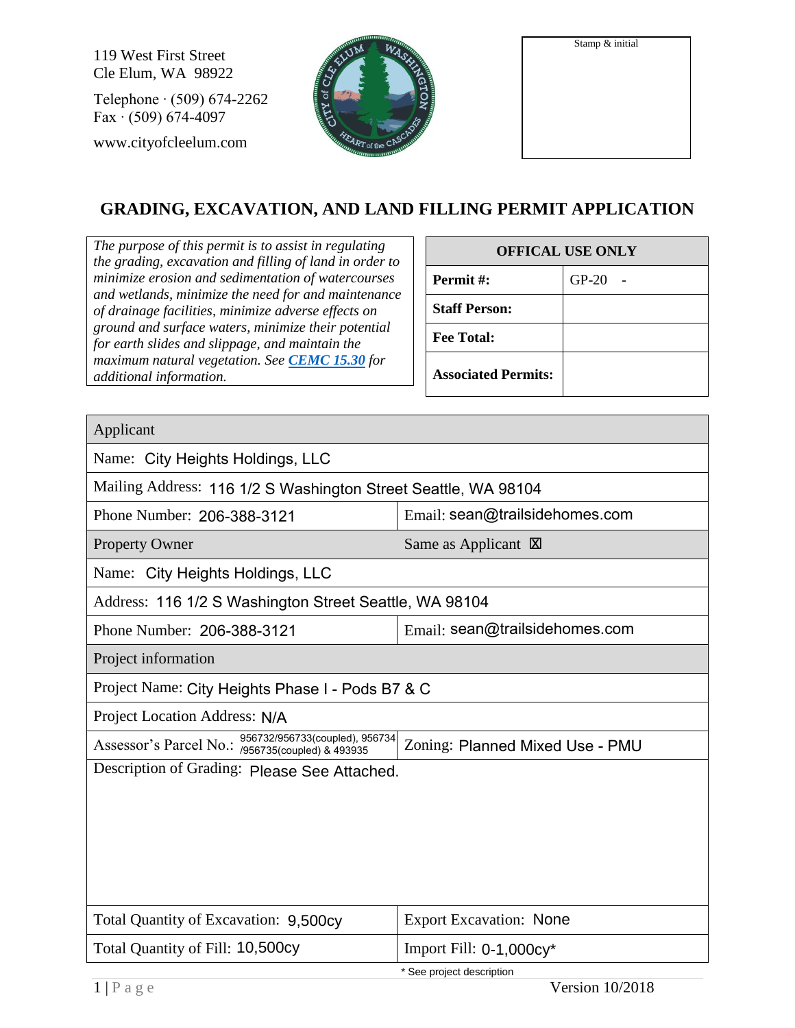119 West First Street
Cle Elum, WA 98922

Telephone · (509) 674-2262
Fax · (509) 674-4097

www.cityofcleelum.com

Stamp & initial

# GRADING, EXCAVATION, AND LAND FILLING PERMIT APPLICATION

*The purpose of this permit is to assist in regulating the grading, excavation and filling of land in order to minimize erosion and sedimentation of watercourses and wetlands, minimize the need for and maintenance of drainage facilities, minimize adverse effects on ground and surface waters, minimize their potential for earth slides and slippage, and maintain the maximum natural vegetation. See* ***CEMC 15.30*** *for additional information.*

| OFFICAL USE ONLY | |
|---|---|
| **Permit #:** | GP-20 - |
| **Staff Person:** | |
| **Fee Total:** | |
| **Associated Permits:** | |

| Applicant | |
|---|---|
| Name: City Heights Holdings, LLC | |
| Mailing Address: 116 1/2 S Washington Street Seattle, WA 98104 | |
| Phone Number: 206-388-3121 | Email: sean@trailsidehomes.com |
| **Property Owner** | Same as Applicant ☒ |
| Name: City Heights Holdings, LLC | |
| Address: 116 1/2 S Washington Street Seattle, WA 98104 | |
| Phone Number: 206-388-3121 | Email: sean@trailsidehomes.com |
| **Project information** | |
| Project Name: City Heights Phase I - Pods B7 & C | |
| Project Location Address: N/A | |
| Assessor's Parcel No.: 956732/956733(coupled), 956734/956735(coupled) & 493935 | Zoning: Planned Mixed Use - PMU |
| Description of Grading: Please See Attached. | |
| Total Quantity of Excavation: 9,500cy | Export Excavation: None |
| Total Quantity of Fill: 10,500cy | Import Fill: 0-1,000cy* |

\* See project description

Version 10/2018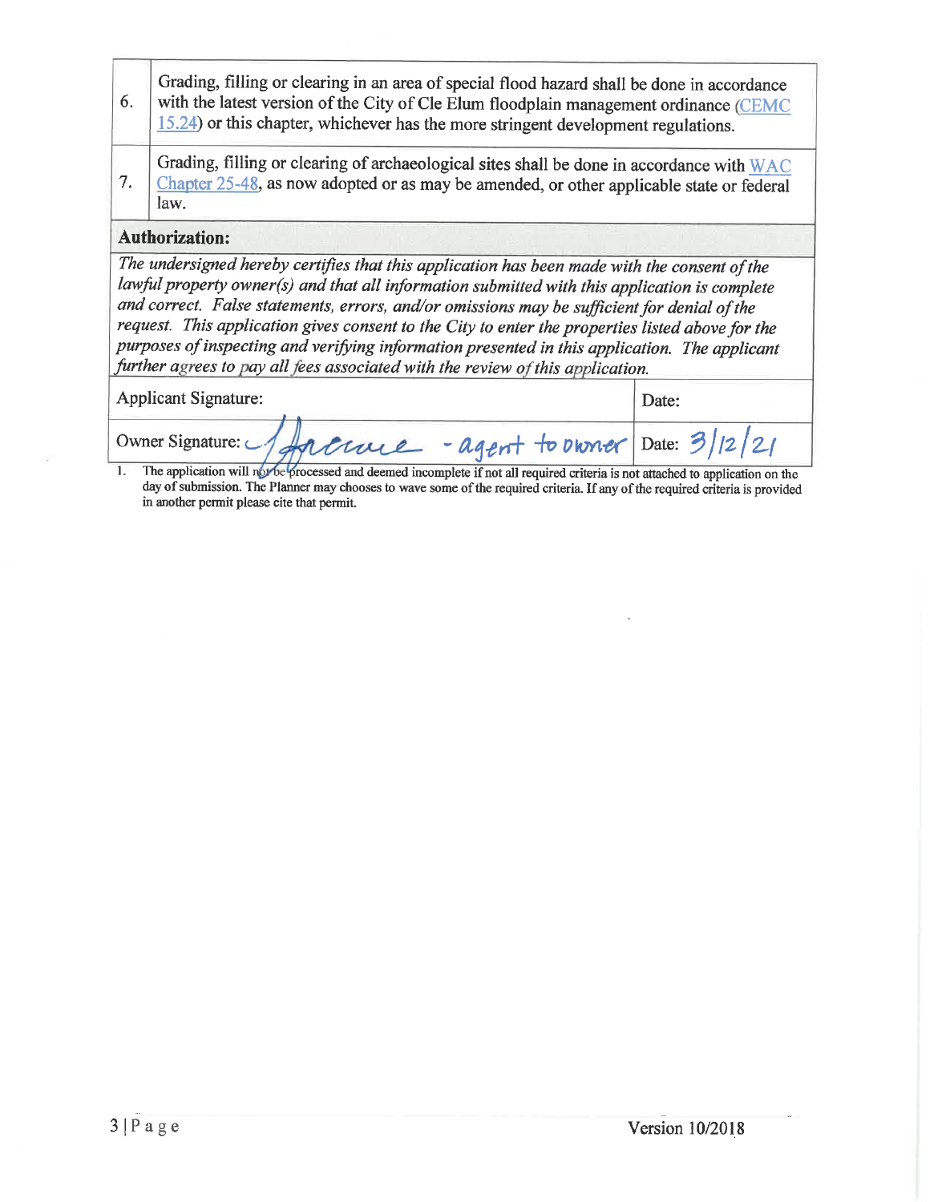| | |
|---|---|
| 6. | Grading, filling or clearing in an area of special flood hazard shall be done in accordance with the latest version of the City of Cle Elum floodplain management ordinance (CEMC 15.24) or this chapter, whichever has the more stringent development regulations. |
| 7. | Grading, filling or clearing of archaeological sites shall be done in accordance with WAC Chapter 25-48, as now adopted or as may be amended, or other applicable state or federal law. |

**Authorization:**

*The undersigned hereby certifies that this application has been made with the consent of the lawful property owner(s) and that all information submitted with this application is complete and correct. False statements, errors, and/or omissions may be sufficient for denial of the request. This application gives consent to the City to enter the properties listed above for the purposes of inspecting and verifying information presented in this application. The applicant further agrees to pay all fees associated with the review of this application.*

| | |
|---|---|
| Applicant Signature: | Date: |
| Owner Signature: [signature] - agent to owner | Date: 3/12/21 |

1. The application will not be processed and deemed incomplete if not all required criteria is not attached to application on the day of submission. The Planner may chooses to wave some of the required criteria. If any of the required criteria is provided in another permit please cite that permit.

Version 10/2018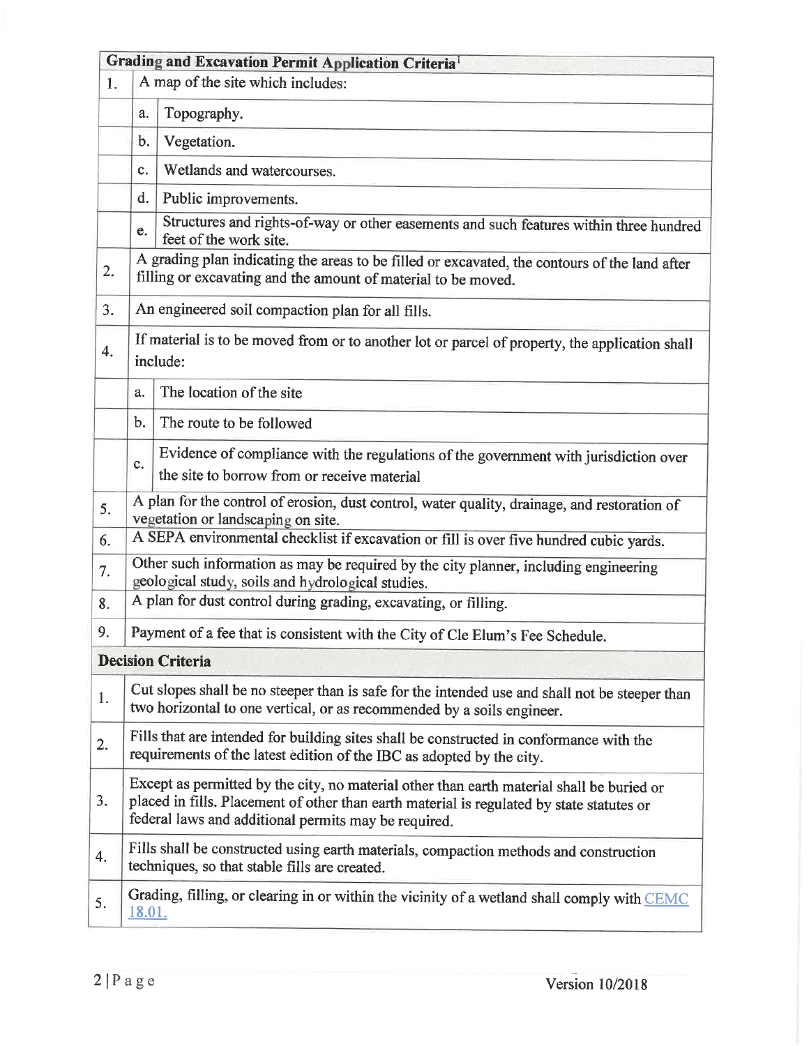| Grading and Excavation Permit Application Criteria[1] | | |
|---|---|---|
| 1. | A map of the site which includes: | |
| | a. | Topography. |
| | b. | Vegetation. |
| | c. | Wetlands and watercourses. |
| | d. | Public improvements. |
| | e. | Structures and rights-of-way or other easements and such features within three hundred feet of the work site. |
| 2. | A grading plan indicating the areas to be filled or excavated, the contours of the land after filling or excavating and the amount of material to be moved. | |
| 3. | An engineered soil compaction plan for all fills. | |
| 4. | If material is to be moved from or to another lot or parcel of property, the application shall include: | |
| | a. | The location of the site |
| | b. | The route to be followed |
| | c. | Evidence of compliance with the regulations of the government with jurisdiction over the site to borrow from or receive material |
| 5. | A plan for the control of erosion, dust control, water quality, drainage, and restoration of vegetation or landscaping on site. | |
| 6. | A SEPA environmental checklist if excavation or fill is over five hundred cubic yards. | |
| 7. | Other such information as may be required by the city planner, including engineering geological study, soils and hydrological studies. | |
| 8. | A plan for dust control during grading, excavating, or filling. | |
| 9. | Payment of a fee that is consistent with the City of Cle Elum's Fee Schedule. | |
| **Decision Criteria** | | |
| 1. | Cut slopes shall be no steeper than is safe for the intended use and shall not be steeper than two horizontal to one vertical, or as recommended by a soils engineer. | |
| 2. | Fills that are intended for building sites shall be constructed in conformance with the requirements of the latest edition of the IBC as adopted by the city. | |
| 3. | Except as permitted by the city, no material other than earth material shall be buried or placed in fills. Placement of other than earth material is regulated by state statutes or federal laws and additional permits may be required. | |
| 4. | Fills shall be constructed using earth materials, compaction methods and construction techniques, so that stable fills are created. | |
| 5. | Grading, filling, or clearing in or within the vicinity of a wetland shall comply with CEMC 18.01. | |